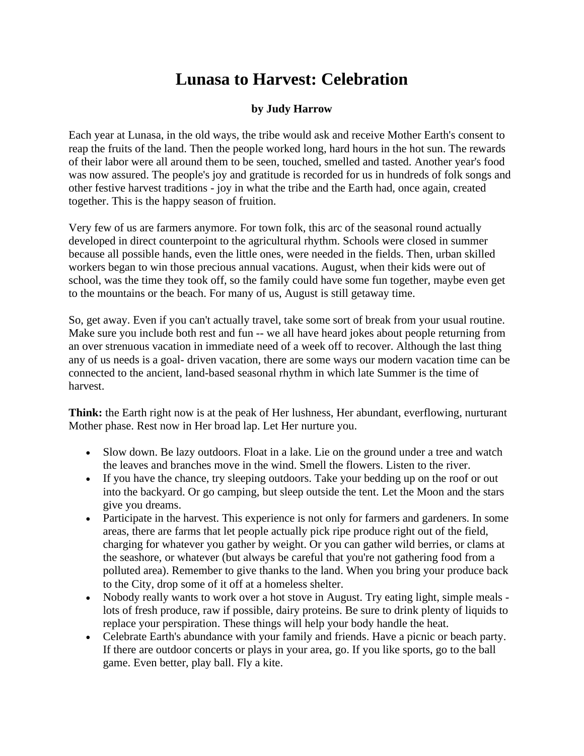# Lunasa to Harvest: Celebration

**by Judy Harrow**

Each year at Lunasa, in the old ways, the tribe would ask and receive Mother Earth's consent to reap the fruits of the land. Then the people worked long, hard hours in the hot sun. The rewards of their labor were all around them to be seen, touched, smelled and tasted. Another year's food was now assured. The people's joy and gratitude is recorded for us in hundreds of folk songs and other festive harvest traditions - joy in what the tribe and the Earth had, once again, created together. This is the happy season of fruition.

Very few of us are farmers anymore. For town folk, this arc of the seasonal round actually developed in direct counterpoint to the agricultural rhythm. Schools were closed in summer because all possible hands, even the little ones, were needed in the fields. Then, urban skilled workers began to win those precious annual vacations. August, when their kids were out of school, was the time they took off, so the family could have some fun together, maybe even get to the mountains or the beach. For many of us, August is still getaway time.

So, get away. Even if you can't actually travel, take some sort of break from your usual routine. Make sure you include both rest and fun -- we all have heard jokes about people returning from an over strenuous vacation in immediate need of a week off to recover. Although the last thing any of us needs is a goal- driven vacation, there are some ways our modern vacation time can be connected to the ancient, land-based seasonal rhythm in which late Summer is the time of harvest.

**Think:** the Earth right now is at the peak of Her lushness, Her abundant, everflowing, nurturant Mother phase. Rest now in Her broad lap. Let Her nurture you.

- Slow down. Be lazy outdoors. Float in a lake. Lie on the ground under a tree and watch the leaves and branches move in the wind. Smell the flowers. Listen to the river.
- If you have the chance, try sleeping outdoors. Take your bedding up on the roof or out into the backyard. Or go camping, but sleep outside the tent. Let the Moon and the stars give you dreams.
- Participate in the harvest. This experience is not only for farmers and gardeners. In some areas, there are farms that let people actually pick ripe produce right out of the field, charging for whatever you gather by weight. Or you can gather wild berries, or clams at the seashore, or whatever (but always be careful that you're not gathering food from a polluted area). Remember to give thanks to the land. When you bring your produce back to the City, drop some of it off at a homeless shelter.
- Nobody really wants to work over a hot stove in August. Try eating light, simple meals - lots of fresh produce, raw if possible, dairy proteins. Be sure to drink plenty of liquids to replace your perspiration. These things will help your body handle the heat.
- Celebrate Earth's abundance with your family and friends. Have a picnic or beach party. If there are outdoor concerts or plays in your area, go. If you like sports, go to the ball game. Even better, play ball. Fly a kite.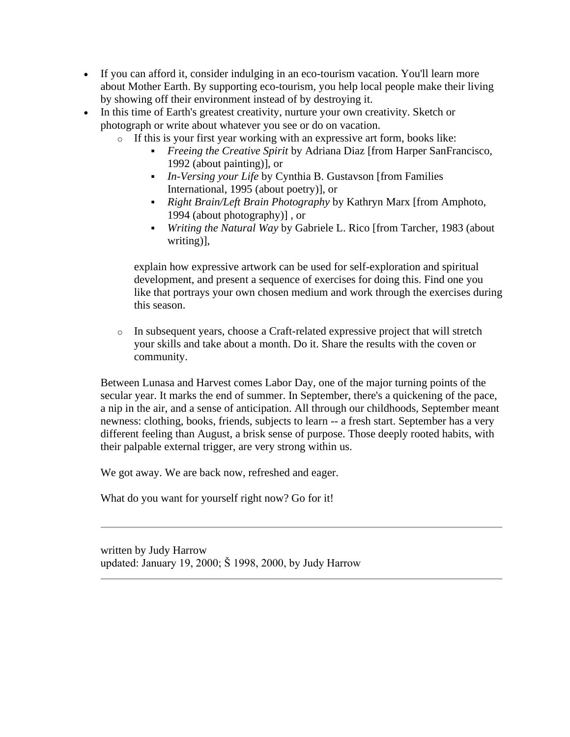- If you can afford it, consider indulging in an eco-tourism vacation. You'll learn more about Mother Earth. By supporting eco-tourism, you help local people make their living by showing off their environment instead of by destroying it.
- In this time of Earth's greatest creativity, nurture your own creativity. Sketch or photograph or write about whatever you see or do on vacation.
  - If this is your first year working with an expressive art form, books like:
    - *Freeing the Creative Spirit* by Adriana Diaz [from Harper SanFrancisco, 1992 (about painting)], or
    - *In-Versing your Life* by Cynthia B. Gustavson [from Families International, 1995 (about poetry)], or
    - *Right Brain/Left Brain Photography* by Kathryn Marx [from Amphoto, 1994 (about photography)] , or
    - *Writing the Natural Way* by Gabriele L. Rico [from Tarcher, 1983 (about writing)],

    explain how expressive artwork can be used for self-exploration and spiritual development, and present a sequence of exercises for doing this. Find one you like that portrays your own chosen medium and work through the exercises during this season.

  - In subsequent years, choose a Craft-related expressive project that will stretch your skills and take about a month. Do it. Share the results with the coven or community.

Between Lunasa and Harvest comes Labor Day, one of the major turning points of the secular year. It marks the end of summer. In September, there's a quickening of the pace, a nip in the air, and a sense of anticipation. All through our childhoods, September meant newness: clothing, books, friends, subjects to learn -- a fresh start. September has a very different feeling than August, a brisk sense of purpose. Those deeply rooted habits, with their palpable external trigger, are very strong within us.

We got away. We are back now, refreshed and eager.

What do you want for yourself right now? Go for it!

---

written by Judy Harrow
updated: January 19, 2000; Š 1998, 2000, by Judy Harrow

---